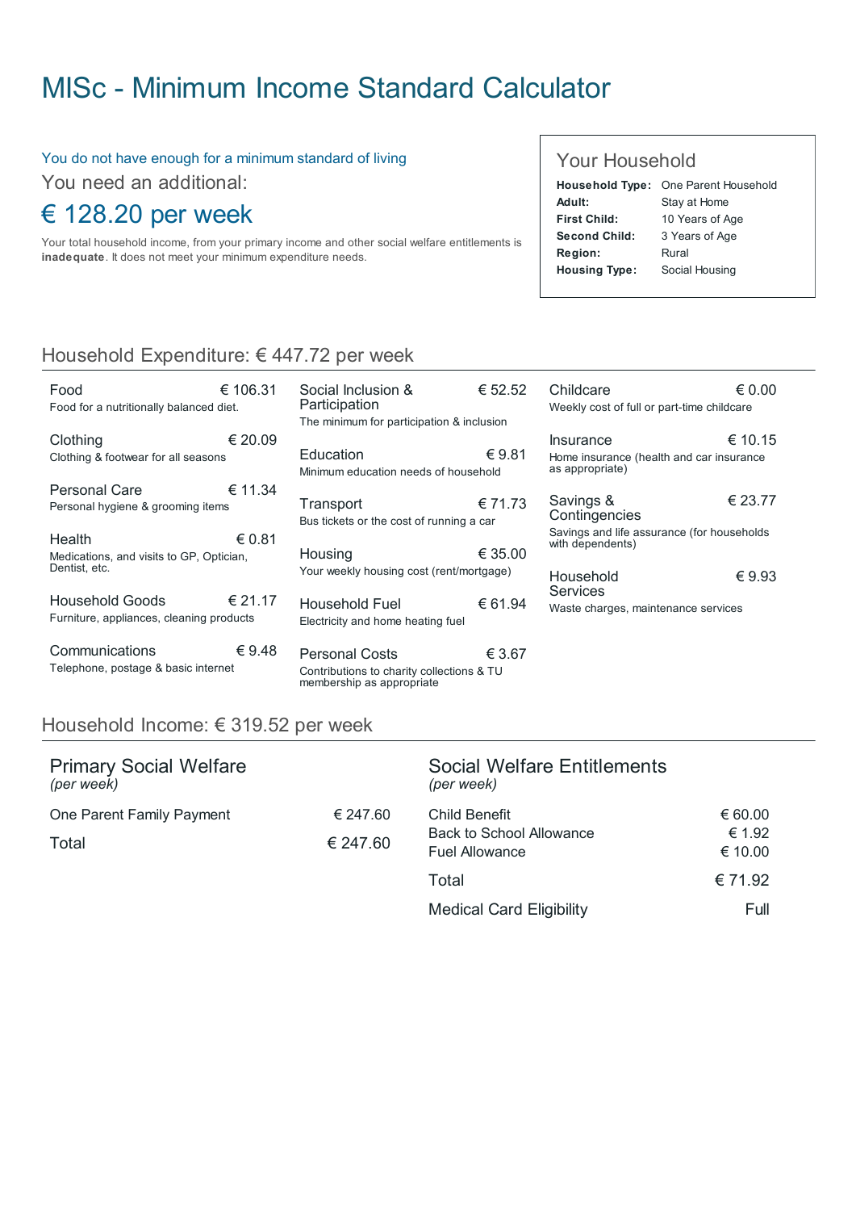# MISc - Minimum Income Standard Calculator

You do not have enough for a minimum standard of living

You need an additional:

## € 128.20 per week

Your total household income, from your primary income and other social welfare entitlements is **inadequate**. It does not meet your minimum expenditure needs.

### Your Household

| | |
|---|---|
| **Household Type:** | One Parent Household |
| **Adult:** | Stay at Home |
| **First Child:** | 10 Years of Age |
| **Second Child:** | 3 Years of Age |
| **Region:** | Rural |
| **Housing Type:** | Social Housing |

## Household Expenditure: € 447.72 per week

| Item | Description | Amount |
|---|---|---|
| Food | Food for a nutritionally balanced diet. | € 106.31 |
| Clothing | Clothing & footwear for all seasons | € 20.09 |
| Personal Care | Personal hygiene & grooming items | € 11.34 |
| Health | Medications, and visits to GP, Optician, Dentist, etc. | € 0.81 |
| Household Goods | Furniture, appliances, cleaning products | € 21.17 |
| Communications | Telephone, postage & basic internet | € 9.48 |
| Social Inclusion & Participation | The minimum for participation & inclusion | € 52.52 |
| Education | Minimum education needs of household | € 9.81 |
| Transport | Bus tickets or the cost of running a car | € 71.73 |
| Housing | Your weekly housing cost (rent/mortgage) | € 35.00 |
| Household Fuel | Electricity and home heating fuel | € 61.94 |
| Personal Costs | Contributions to charity collections & TU membership as appropriate | € 3.67 |
| Childcare | Weekly cost of full or part-time childcare | € 0.00 |
| Insurance | Home insurance (health and car insurance as appropriate) | € 10.15 |
| Savings & Contingencies | Savings and life assurance (for households with dependents) | € 23.77 |
| Household Services | Waste charges, maintenance services | € 9.93 |

## Household Income: € 319.52 per week

### Primary Social Welfare
*(per week)*

| | |
|---|---|
| One Parent Family Payment | € 247.60 |
| Total | € 247.60 |

### Social Welfare Entitlements
*(per week)*

| | |
|---|---|
| Child Benefit | € 60.00 |
| Back to School Allowance | € 1.92 |
| Fuel Allowance | € 10.00 |
| Total | € 71.92 |
| Medical Card Eligibility | Full |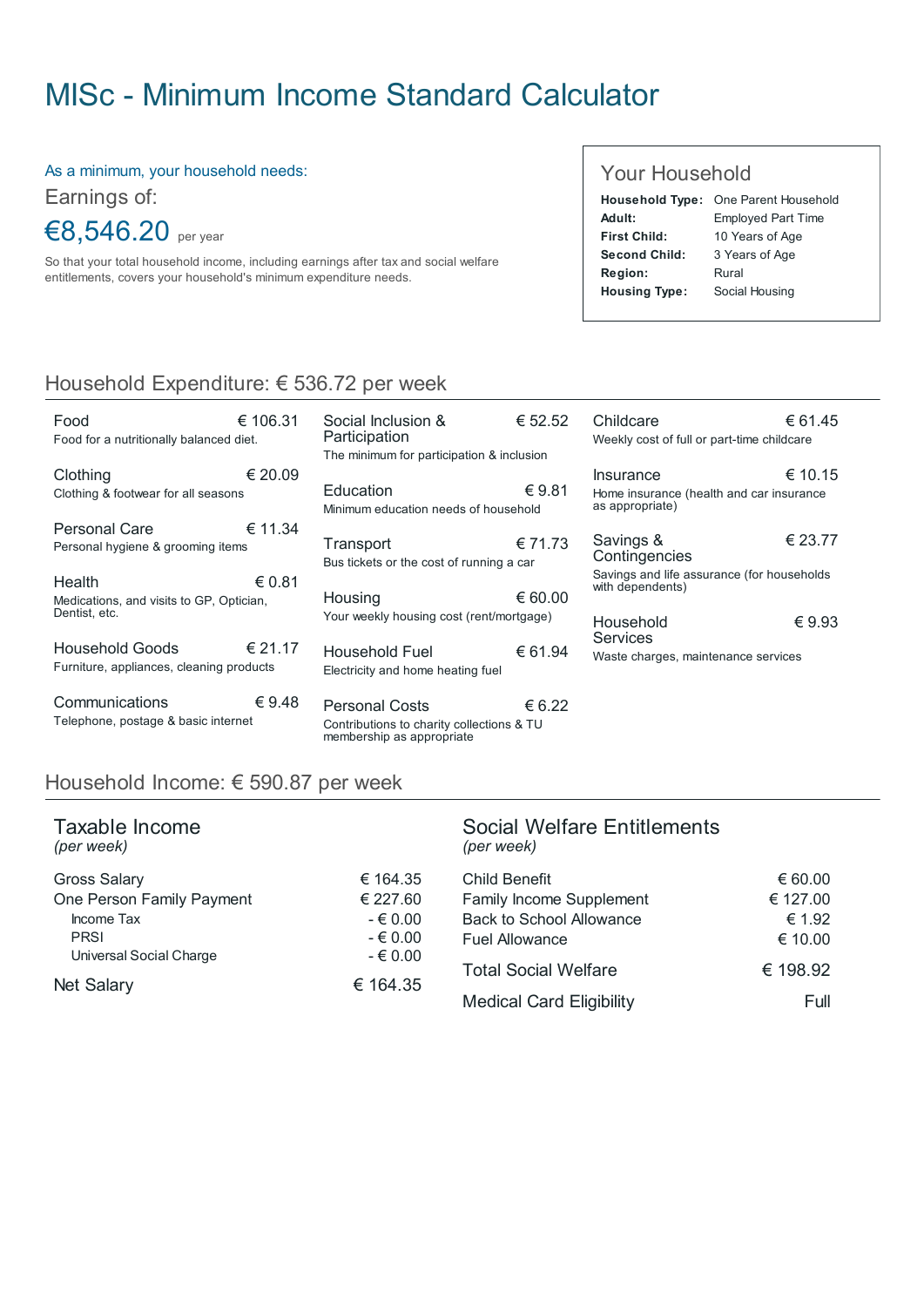# MISc - Minimum Income Standard Calculator

As a minimum, your household needs:

Earnings of:

**€8,546.20** per year

So that your total household income, including earnings after tax and social welfare entitlements, covers your household's minimum expenditure needs.

## Your Household

| | |
|---|---|
| **Household Type:** | One Parent Household |
| **Adult:** | Employed Part Time |
| **First Child:** | 10 Years of Age |
| **Second Child:** | 3 Years of Age |
| **Region:** | Rural |
| **Housing Type:** | Social Housing |

## Household Expenditure: € 536.72 per week

| Category | Description | Amount |
|---|---|---|
| Food | Food for a nutritionally balanced diet. | € 106.31 |
| Clothing | Clothing & footwear for all seasons | € 20.09 |
| Personal Care | Personal hygiene & grooming items | € 11.34 |
| Health | Medications, and visits to GP, Optician, Dentist, etc. | € 0.81 |
| Household Goods | Furniture, appliances, cleaning products | € 21.17 |
| Communications | Telephone, postage & basic internet | € 9.48 |
| Social Inclusion & Participation | The minimum for participation & inclusion | € 52.52 |
| Education | Minimum education needs of household | € 9.81 |
| Transport | Bus tickets or the cost of running a car | € 71.73 |
| Housing | Your weekly housing cost (rent/mortgage) | € 60.00 |
| Household Fuel | Electricity and home heating fuel | € 61.94 |
| Personal Costs | Contributions to charity collections & TU membership as appropriate | € 6.22 |
| Childcare | Weekly cost of full or part-time childcare | € 61.45 |
| Insurance | Home insurance (health and car insurance as appropriate) | € 10.15 |
| Savings & Contingencies | Savings and life assurance (for households with dependents) | € 23.77 |
| Household Services | Waste charges, maintenance services | € 9.93 |

## Household Income: € 590.87 per week

### Taxable Income
*(per week)*

| | |
|---|---|
| Gross Salary | € 164.35 |
| One Person Family Payment | € 227.60 |
| Income Tax | - € 0.00 |
| PRSI | - € 0.00 |
| Universal Social Charge | - € 0.00 |
| Net Salary | € 164.35 |

### Social Welfare Entitlements
*(per week)*

| | |
|---|---|
| Child Benefit | € 60.00 |
| Family Income Supplement | € 127.00 |
| Back to School Allowance | € 1.92 |
| Fuel Allowance | € 10.00 |
| Total Social Welfare | € 198.92 |
| Medical Card Eligibility | Full |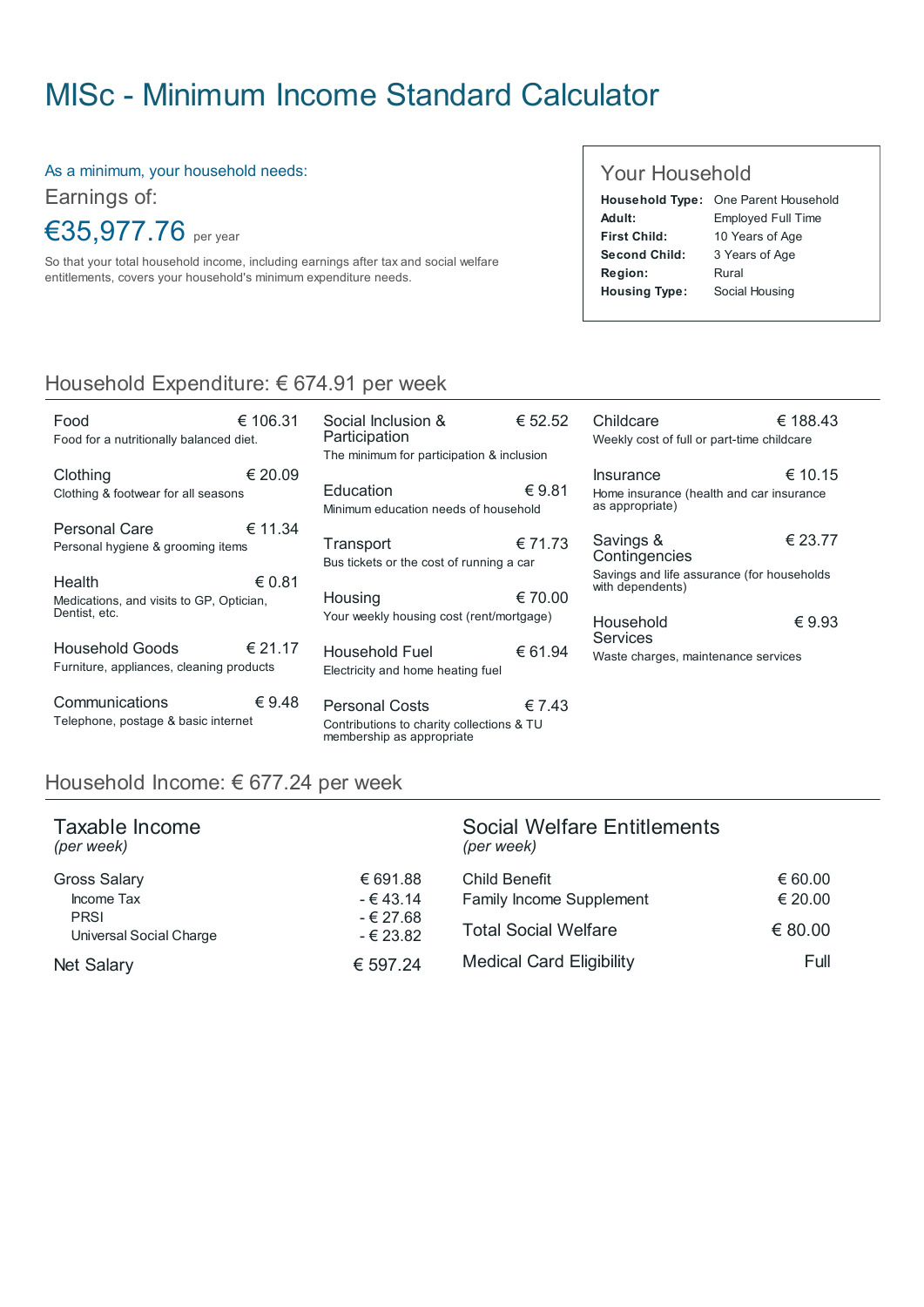# MISc - Minimum Income Standard Calculator

As a minimum, your household needs:

Earnings of:

## €35,977.76 per year

So that your total household income, including earnings after tax and social welfare entitlements, covers your household's minimum expenditure needs.

### Your Household

| | |
|---|---|
| **Household Type:** | One Parent Household |
| **Adult:** | Employed Full Time |
| **First Child:** | 10 Years of Age |
| **Second Child:** | 3 Years of Age |
| **Region:** | Rural |
| **Housing Type:** | Social Housing |

## Household Expenditure: € 674.91 per week

| Category | Description | Amount |
|---|---|---|
| Food | Food for a nutritionally balanced diet. | € 106.31 |
| Clothing | Clothing & footwear for all seasons | € 20.09 |
| Personal Care | Personal hygiene & grooming items | € 11.34 |
| Health | Medications, and visits to GP, Optician, Dentist, etc. | € 0.81 |
| Household Goods | Furniture, appliances, cleaning products | € 21.17 |
| Communications | Telephone, postage & basic internet | € 9.48 |
| Social Inclusion & Participation | The minimum for participation & inclusion | € 52.52 |
| Education | Minimum education needs of household | € 9.81 |
| Transport | Bus tickets or the cost of running a car | € 71.73 |
| Housing | Your weekly housing cost (rent/mortgage) | € 70.00 |
| Household Fuel | Electricity and home heating fuel | € 61.94 |
| Personal Costs | Contributions to charity collections & TU membership as appropriate | € 7.43 |
| Childcare | Weekly cost of full or part-time childcare | € 188.43 |
| Insurance | Home insurance (health and car insurance as appropriate) | € 10.15 |
| Savings & Contingencies | Savings and life assurance (for households with dependents) | € 23.77 |
| Household Services | Waste charges, maintenance services | € 9.93 |

## Household Income: € 677.24 per week

### Taxable Income
*(per week)*

| | |
|---|---|
| Gross Salary | € 691.88 |
| Income Tax | - € 43.14 |
| PRSI | - € 27.68 |
| Universal Social Charge | - € 23.82 |
| Net Salary | € 597.24 |

### Social Welfare Entitlements
*(per week)*

| | |
|---|---|
| Child Benefit | € 60.00 |
| Family Income Supplement | € 20.00 |
| Total Social Welfare | € 80.00 |
| Medical Card Eligibility | Full |